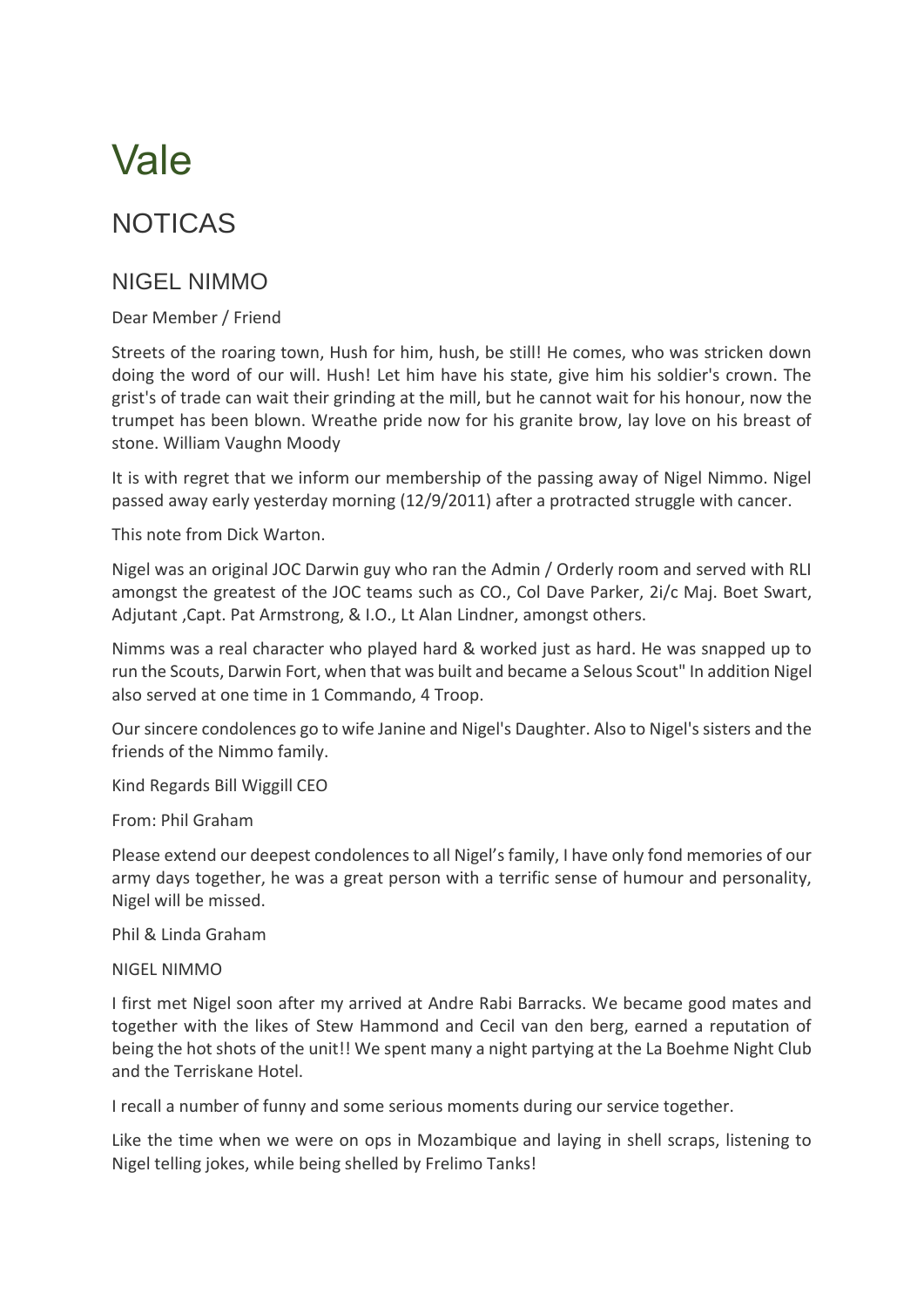# Vale

## NOTICAS

### NIGEL NIMMO

Dear Member / Friend

Streets of the roaring town, Hush for him, hush, be still! He comes, who was stricken down doing the word of our will. Hush! Let him have his state, give him his soldier's crown. The grist's of trade can wait their grinding at the mill, but he cannot wait for his honour, now the trumpet has been blown. Wreathe pride now for his granite brow, lay love on his breast of stone. William Vaughn Moody

It is with regret that we inform our membership of the passing away of Nigel Nimmo. Nigel passed away early yesterday morning (12/9/2011) after a protracted struggle with cancer.

This note from Dick Warton.

Nigel was an original JOC Darwin guy who ran the Admin / Orderly room and served with RLI amongst the greatest of the JOC teams such as CO., Col Dave Parker, 2i/c Maj. Boet Swart, Adjutant ,Capt. Pat Armstrong, & I.O., Lt Alan Lindner, amongst others.

Nimms was a real character who played hard & worked just as hard. He was snapped up to run the Scouts, Darwin Fort, when that was built and became a Selous Scout" In addition Nigel also served at one time in 1 Commando, 4 Troop.

Our sincere condolences go to wife Janine and Nigel's Daughter. Also to Nigel's sisters and the friends of the Nimmo family.

Kind Regards Bill Wiggill CEO

From: Phil Graham

Please extend our deepest condolences to all Nigel's family, I have only fond memories of our army days together, he was a great person with a terrific sense of humour and personality, Nigel will be missed.

Phil & Linda Graham

NIGEL NIMMO

I first met Nigel soon after my arrived at Andre Rabi Barracks. We became good mates and together with the likes of Stew Hammond and Cecil van den berg, earned a reputation of being the hot shots of the unit!! We spent many a night partying at the La Boehme Night Club and the Terriskane Hotel.

I recall a number of funny and some serious moments during our service together.

Like the time when we were on ops in Mozambique and laying in shell scraps, listening to Nigel telling jokes, while being shelled by Frelimo Tanks!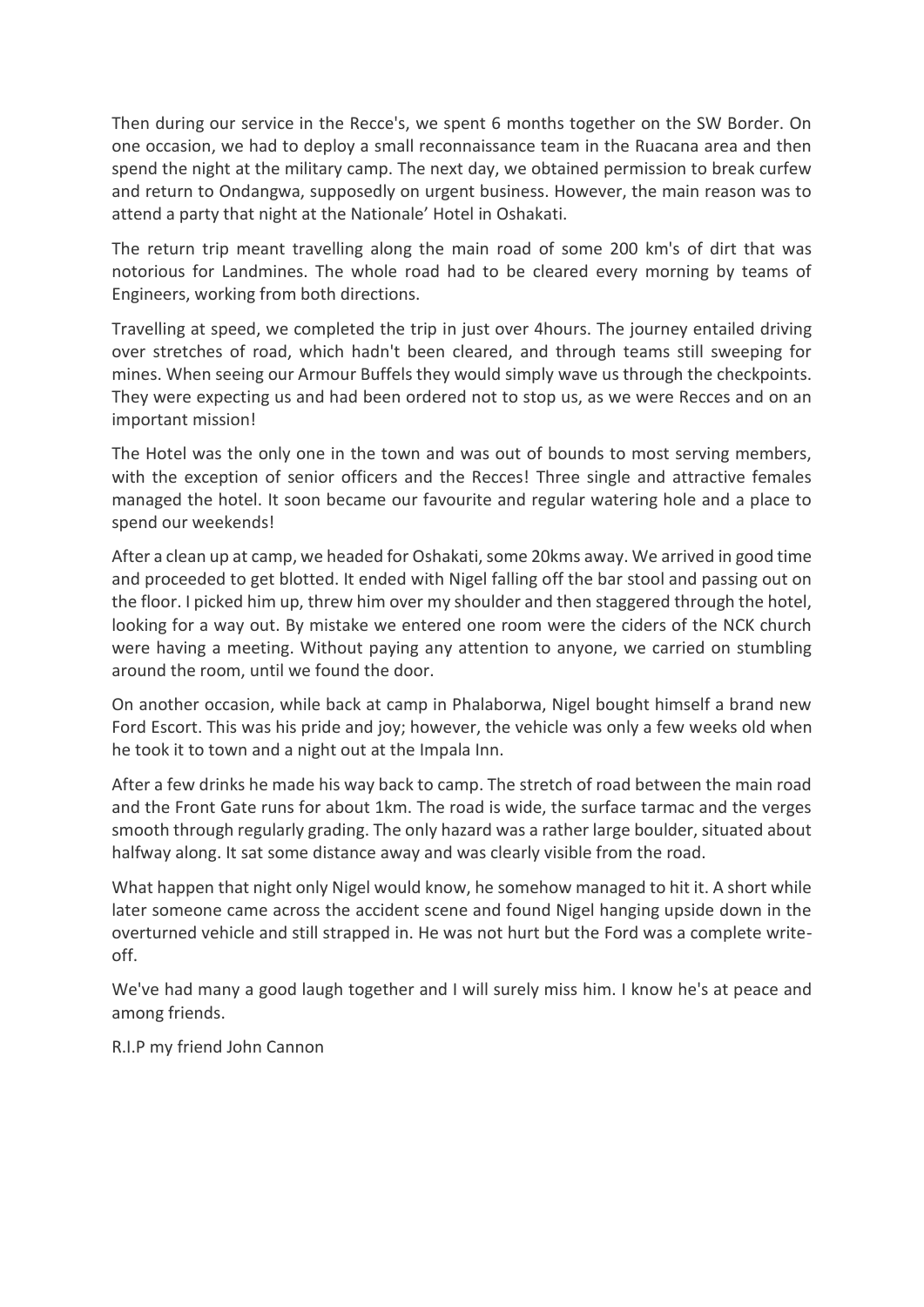Then during our service in the Recce's, we spent 6 months together on the SW Border. On one occasion, we had to deploy a small reconnaissance team in the Ruacana area and then spend the night at the military camp. The next day, we obtained permission to break curfew and return to Ondangwa, supposedly on urgent business. However, the main reason was to attend a party that night at the Nationale' Hotel in Oshakati.

The return trip meant travelling along the main road of some 200 km's of dirt that was notorious for Landmines. The whole road had to be cleared every morning by teams of Engineers, working from both directions.

Travelling at speed, we completed the trip in just over 4hours. The journey entailed driving over stretches of road, which hadn't been cleared, and through teams still sweeping for mines. When seeing our Armour Buffels they would simply wave us through the checkpoints. They were expecting us and had been ordered not to stop us, as we were Recces and on an important mission!

The Hotel was the only one in the town and was out of bounds to most serving members, with the exception of senior officers and the Recces! Three single and attractive females managed the hotel. It soon became our favourite and regular watering hole and a place to spend our weekends!

After a clean up at camp, we headed for Oshakati, some 20kms away. We arrived in good time and proceeded to get blotted. It ended with Nigel falling off the bar stool and passing out on the floor. I picked him up, threw him over my shoulder and then staggered through the hotel, looking for a way out. By mistake we entered one room were the ciders of the NCK church were having a meeting. Without paying any attention to anyone, we carried on stumbling around the room, until we found the door.

On another occasion, while back at camp in Phalaborwa, Nigel bought himself a brand new Ford Escort. This was his pride and joy; however, the vehicle was only a few weeks old when he took it to town and a night out at the Impala Inn.

After a few drinks he made his way back to camp. The stretch of road between the main road and the Front Gate runs for about 1km. The road is wide, the surface tarmac and the verges smooth through regularly grading. The only hazard was a rather large boulder, situated about halfway along. It sat some distance away and was clearly visible from the road.

What happen that night only Nigel would know, he somehow managed to hit it. A short while later someone came across the accident scene and found Nigel hanging upside down in the overturned vehicle and still strapped in. He was not hurt but the Ford was a complete write-off.

We've had many a good laugh together and I will surely miss him. I know he's at peace and among friends.

R.I.P my friend John Cannon